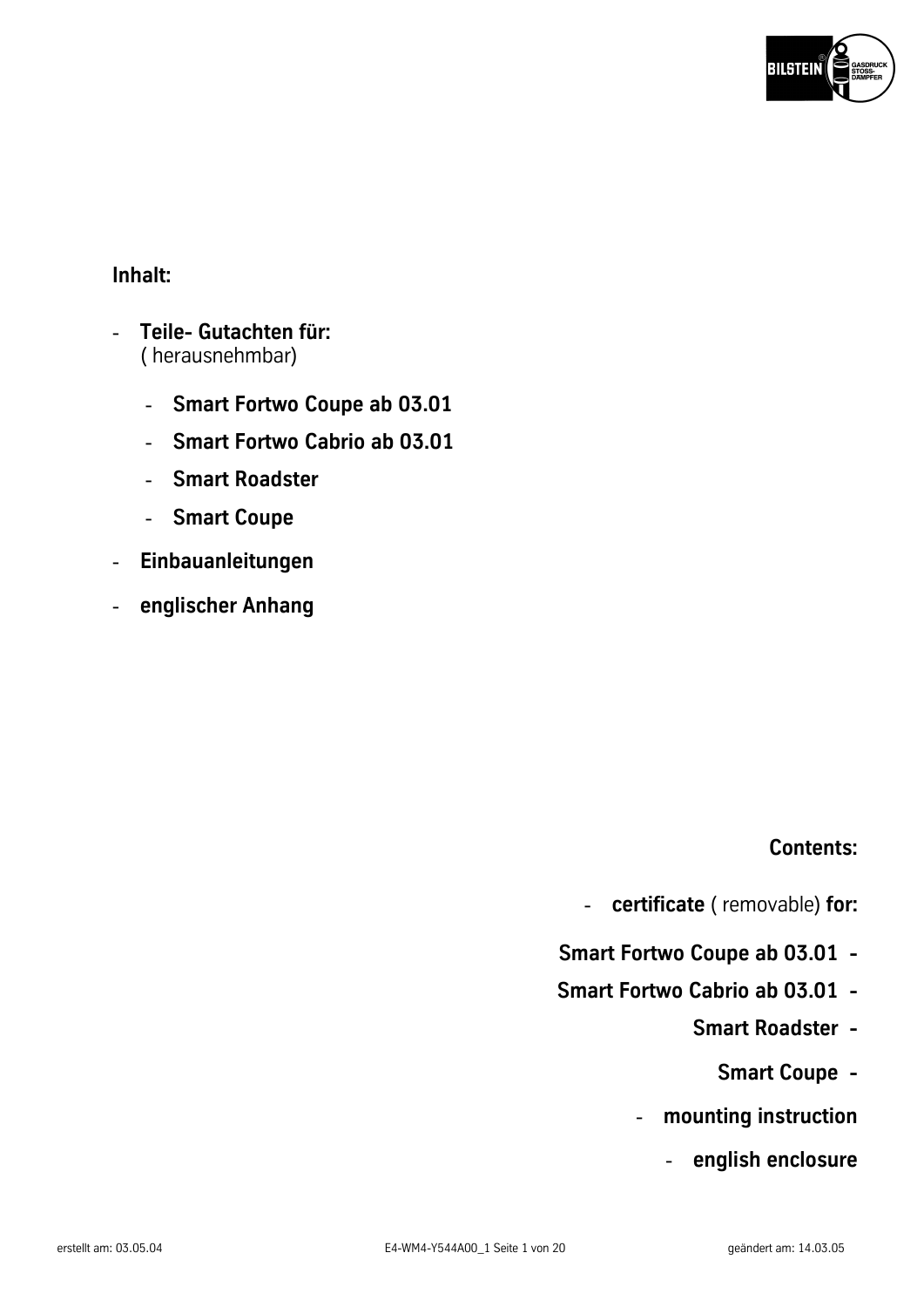**Inhalt:**

- **Teile- Gutachten für:**
  ( herausnehmbar)
  - **Smart Fortwo Coupe ab 03.01**
  - **Smart Fortwo Cabrio ab 03.01**
  - **Smart Roadster**
  - **Smart Coupe**
- **Einbauanleitungen**
- **englischer Anhang**

**Contents:**

- **certificate** ( removable) **for:**
  - **Smart Fortwo Coupe ab 03.01**
  - **Smart Fortwo Cabrio ab 03.01**
  - **Smart Roadster**
  - **Smart Coupe**
- **mounting instruction**
- **english enclosure**

erstellt am: 03.05.04 E4-WM4-Y544A00_1 geändert am: 14.03.05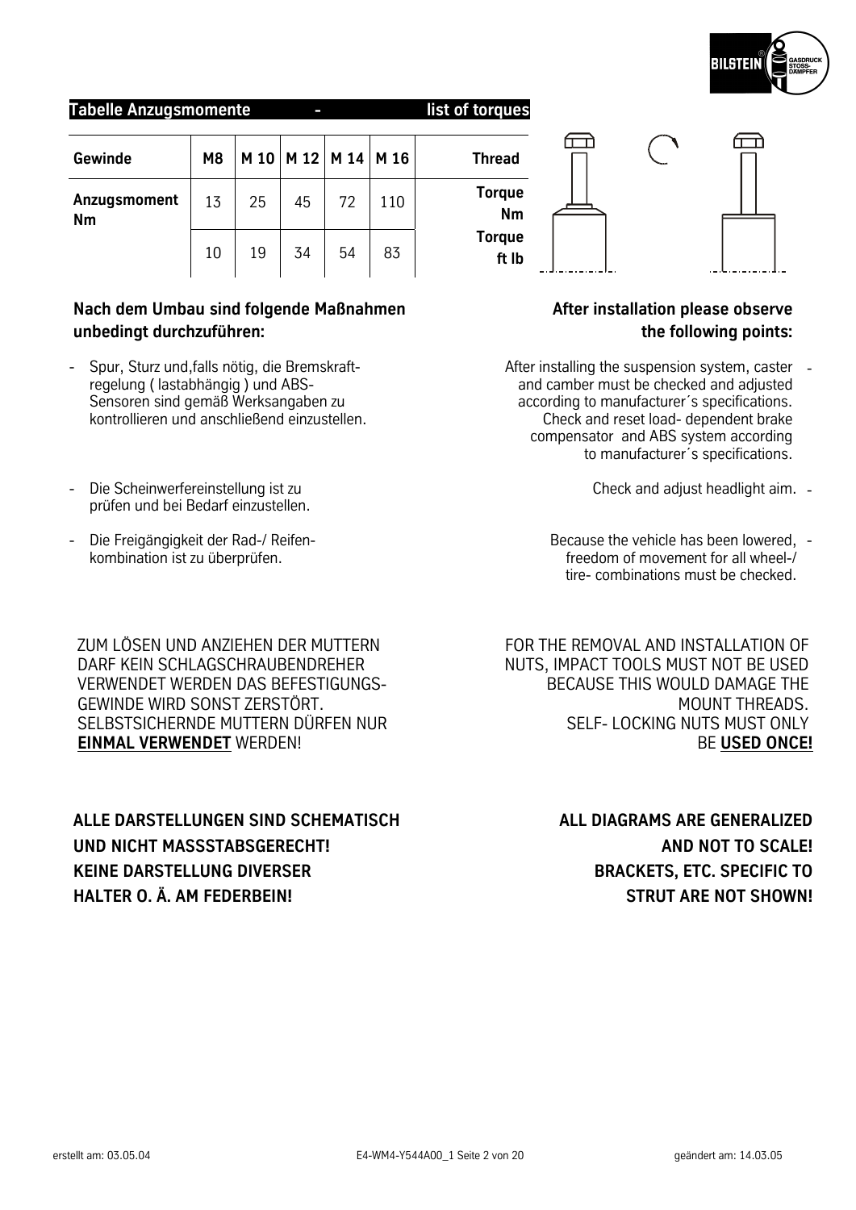## Tabelle Anzugsmomente - list of torques

| Gewinde | M8 | M 10 | M 12 | M 14 | M 16 | Thread |
|---|---|---|---|---|---|---|
| Anzugsmoment Nm | 13 | 25 | 45 | 72 | 110 | Torque Nm |
| | 10 | 19 | 34 | 54 | 83 | Torque ft lb |

### Nach dem Umbau sind folgende Maßnahmen unbedingt durchzuführen:

- Spur, Sturz und,falls nötig, die Bremskraft-regelung ( lastabhängig ) und ABS-Sensoren sind gemäß Werksangaben zu kontrollieren und anschließend einzustellen.
- Die Scheinwerfereinstellung ist zu prüfen und bei Bedarf einzustellen.
- Die Freigängigkeit der Rad-/ Reifen-kombination ist zu überprüfen.

### After installation please observe the following points:

- After installing the suspension system, caster and camber must be checked and adjusted according to manufacturer´s specifications. Check and reset load- dependent brake compensator and ABS system according to manufacturer´s specifications.
- Check and adjust headlight aim.
- Because the vehicle has been lowered, freedom of movement for all wheel-/ tire- combinations must be checked.

ZUM LÖSEN UND ANZIEHEN DER MUTTERN DARF KEIN SCHLAGSCHRAUBENDREHER VERWENDET WERDEN DAS BEFESTIGUNGS-GEWINDE WIRD SONST ZERSTÖRT. SELBSTSICHERNDE MUTTERN DÜRFEN NUR **EINMAL VERWENDET** WERDEN!

FOR THE REMOVAL AND INSTALLATION OF NUTS, IMPACT TOOLS MUST NOT BE USED BECAUSE THIS WOULD DAMAGE THE MOUNT THREADS. SELF- LOCKING NUTS MUST ONLY BE **USED ONCE!**

**ALLE DARSTELLUNGEN SIND SCHEMATISCH UND NICHT MASSSTABSGERECHT! KEINE DARSTELLUNG DIVERSER HALTER O. Ä. AM FEDERBEIN!**

**ALL DIAGRAMS ARE GENERALIZED AND NOT TO SCALE! BRACKETS, ETC. SPECIFIC TO STRUT ARE NOT SHOWN!**

erstellt am: 03.05.04 E4-WM4-Y544A00_1 geändert am: 14.03.05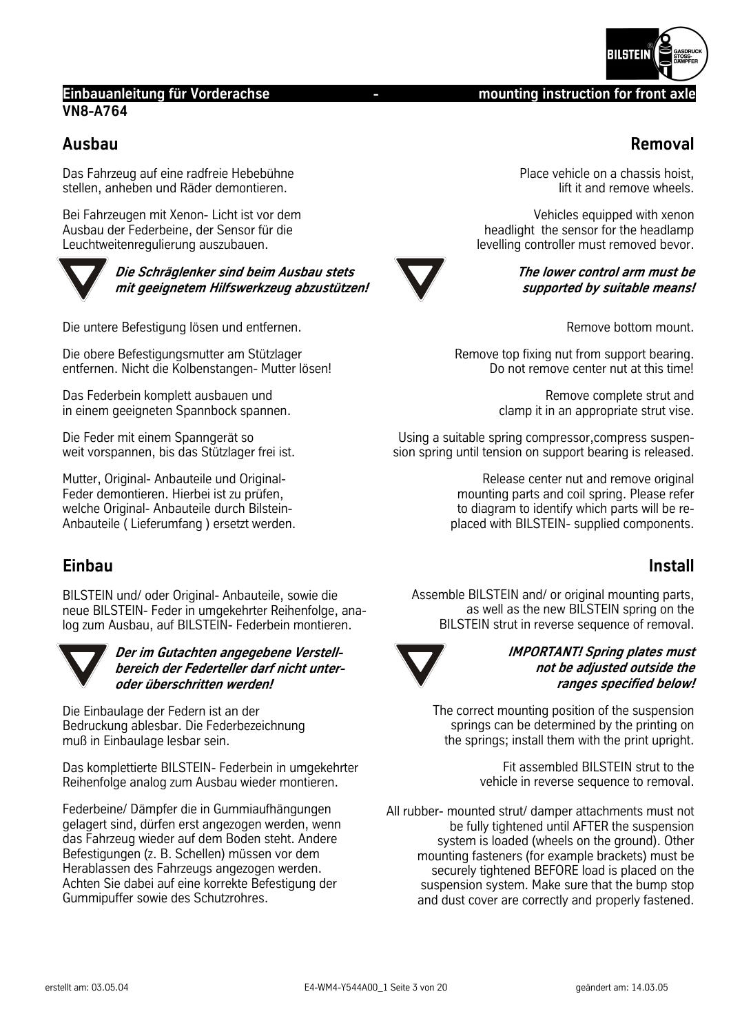**Einbauanleitung für Vorderachse - mounting instruction for front axle**

**VN8-A764**

## Ausbau

Das Fahrzeug auf eine radfreie Hebebühne stellen, anheben und Räder demontieren.

Bei Fahrzeugen mit Xenon- Licht ist vor dem Ausbau der Federbeine, der Sensor für die Leuchtweitenregulierung auszubauen.

***Die Schräglenker sind beim Ausbau stets mit geeignetem Hilfswerkzeug abzustützen!***

Die untere Befestigung lösen und entfernen.

Die obere Befestigungsmutter am Stützlager entfernen. Nicht die Kolbenstangen- Mutter lösen!

Das Federbein komplett ausbauen und in einem geeigneten Spannbock spannen.

Die Feder mit einem Spanngerät so weit vorspannen, bis das Stützlager frei ist.

Mutter, Original- Anbauteile und Original- Feder demontieren. Hierbei ist zu prüfen, welche Original- Anbauteile durch Bilstein- Anbauteile ( Lieferumfang ) ersetzt werden.

## Einbau

BILSTEIN und/ oder Original- Anbauteile, sowie die neue BILSTEIN- Feder in umgekehrter Reihenfolge, analog zum Ausbau, auf BILSTEIN- Federbein montieren.

***Der im Gutachten angegebene Verstellbereich der Federteller darf nicht unter- oder überschritten werden!***

Die Einbaulage der Federn ist an der Bedruckung ablesbar. Die Federbezeichnung muß in Einbaulage lesbar sein.

Das komplettierte BILSTEIN- Federbein in umgekehrter Reihenfolge analog zum Ausbau wieder montieren.

Federbeine/ Dämpfer die in Gummiaufhängungen gelagert sind, dürfen erst angezogen werden, wenn das Fahrzeug wieder auf dem Boden steht. Andere Befestigungen (z. B. Schellen) müssen vor dem Herablassen des Fahrzeugs angezogen werden. Achten Sie dabei auf eine korrekte Befestigung der Gummipuffer sowie des Schutzrohres.

## Removal

Place vehicle on a chassis hoist, lift it and remove wheels.

Vehicles equipped with xenon headlight the sensor for the headlamp levelling controller must removed bevor.

***The lower control arm must be supported by suitable means!***

Remove bottom mount.

Remove top fixing nut from support bearing. Do not remove center nut at this time!

Remove complete strut and clamp it in an appropriate strut vise.

Using a suitable spring compressor,compress suspension spring until tension on support bearing is released.

Release center nut and remove original mounting parts and coil spring. Please refer to diagram to identify which parts will be replaced with BILSTEIN- supplied components.

## Install

Assemble BILSTEIN and/ or original mounting parts, as well as the new BILSTEIN spring on the BILSTEIN strut in reverse sequence of removal.

***IMPORTANT! Spring plates must not be adjusted outside the ranges specified below!***

The correct mounting position of the suspension springs can be determined by the printing on the springs; install them with the print upright.

Fit assembled BILSTEIN strut to the vehicle in reverse sequence to removal.

All rubber- mounted strut/ damper attachments must not be fully tightened until AFTER the suspension system is loaded (wheels on the ground). Other mounting fasteners (for example brackets) must be securely tightened BEFORE load is placed on the suspension system. Make sure that the bump stop and dust cover are correctly and properly fastened.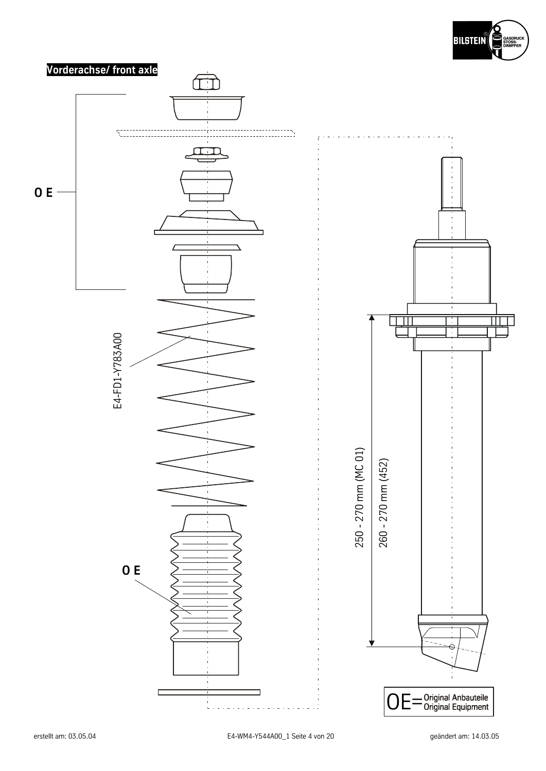**Vorderachse/ front axle**

O E

E4-FD1-Y783A00

O E

250 - 270 mm (MC 01)

260 - 270 mm (452)

OE= Original Anbauteile
Original Equipment

erstellt am: 03.05.04

E4-WM4-Y544A00_1

geändert am: 14.03.05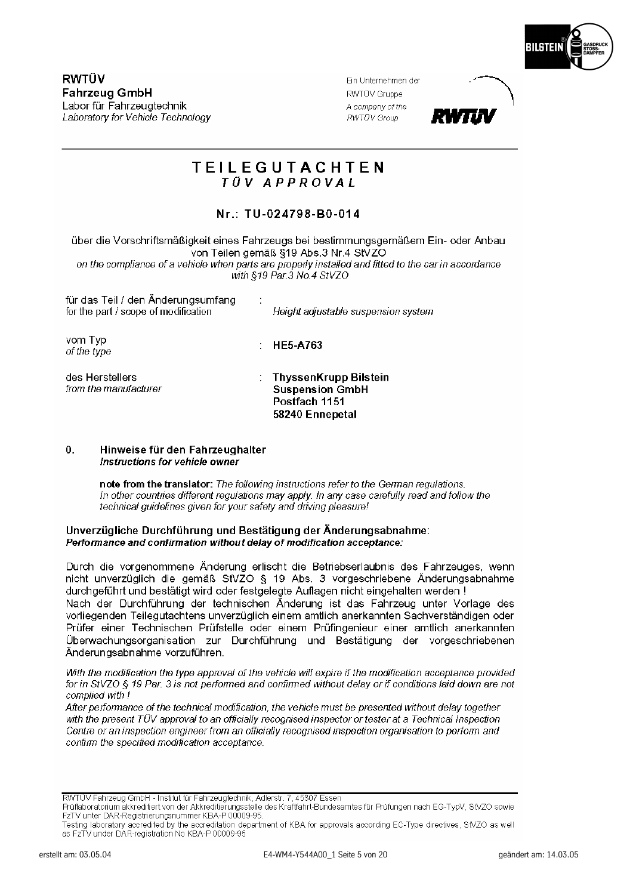**RWTÜV**
**Fahrzeug GmbH**
Labor für Fahrzeugtechnik
*Laboratory for Vehicle Technology*

Ein Unternehmen der
RWTÜV Gruppe
*A company of the*
*RWTÜV Group*

# TEILEGUTACHTEN
## *TÜV APPROVAL*

### Nr.: TU-024798-B0-014

über die Vorschriftsmäßigkeit eines Fahrzeugs bei bestimmungsgemäßem Ein- oder Anbau von Teilen gemäß §19 Abs.3 Nr.4 StVZO
*on the compliance of a vehicle when parts are properly installed and fitted to the car in accordance with §19 Par.3 No.4 StVZO*

| | | |
|---|---|---|
| für das Teil / den Änderungsumfang<br>*for the part / scope of modification* | : | *Height adjustable suspension system* |
| vom Typ<br>*of the type* | : | **HE5-A763** |
| des Herstellers<br>*from the manufacturer* | : | **ThyssenKrupp Bilstein<br>Suspension GmbH<br>Postfach 1151<br>58240 Ennepetal** |

## 0. Hinweise für den Fahrzeughalter
### *Instructions for vehicle owner*

**note from the translator:** *The following instructions refer to the German regulations. In other countries different regulations may apply. In any case carefully read and follow the technical guidelines given for your safety and driving pleasure!*

**Unverzügliche Durchführung und Bestätigung der Änderungsabnahme:**
***Performance and confirmation without delay of modification acceptance:***

Durch die vorgenommene Änderung erlischt die Betriebserlaubnis des Fahrzeuges, wenn nicht unverzüglich die gemäß StVZO § 19 Abs. 3 vorgeschriebene Änderungsabnahme durchgeführt und bestätigt wird oder festgelegte Auflagen nicht eingehalten werden !
Nach der Durchführung der technischen Änderung ist das Fahrzeug unter Vorlage des vorliegenden Teilegutachtens unverzüglich einem amtlich anerkannten Sachverständigen oder Prüfer einer Technischen Prüfstelle oder einem Prüfingenieur einer amtlich anerkannten Überwachungsorganisation zur Durchführung und Bestätigung der vorgeschriebenen Änderungsabnahme vorzuführen.

*With the modification the type approval of the vehicle will expire if the modification acceptance provided for in StVZO § 19 Par. 3 is not performed and confirmed without delay or if conditions laid down are not complied with !*
*After performance of the technical modification, the vehicle must be presented without delay together with the present TÜV approval to an officially recognised inspector or tester at a Technical Inspection Centre or an inspection engineer from an officially recognised inspection organisation to perform and confirm the specified modification acceptance.*

RWTÜV Fahrzeug GmbH - Institut für Fahrzeugtechnik, Adlerstr. 7, 45307 Essen
Prüflaboratorium akkreditiert von der Akkreditierungsstelle des Kraftfahrt-Bundesamtes für Prüfungen nach EG-TypV, StVZO sowie FzTV unter DAR-Registrierungsnummer KBA-P 00009-95.
Testing laboratory accredited by the accreditation department of KBA for approvals according EC-Type directives, StVZO as well as FzTV under DAR-registration No KBA-P 00009-95

erstellt am: 03.05.04 | E4-WM4-Y544A00_1 | geändert am: 14.03.05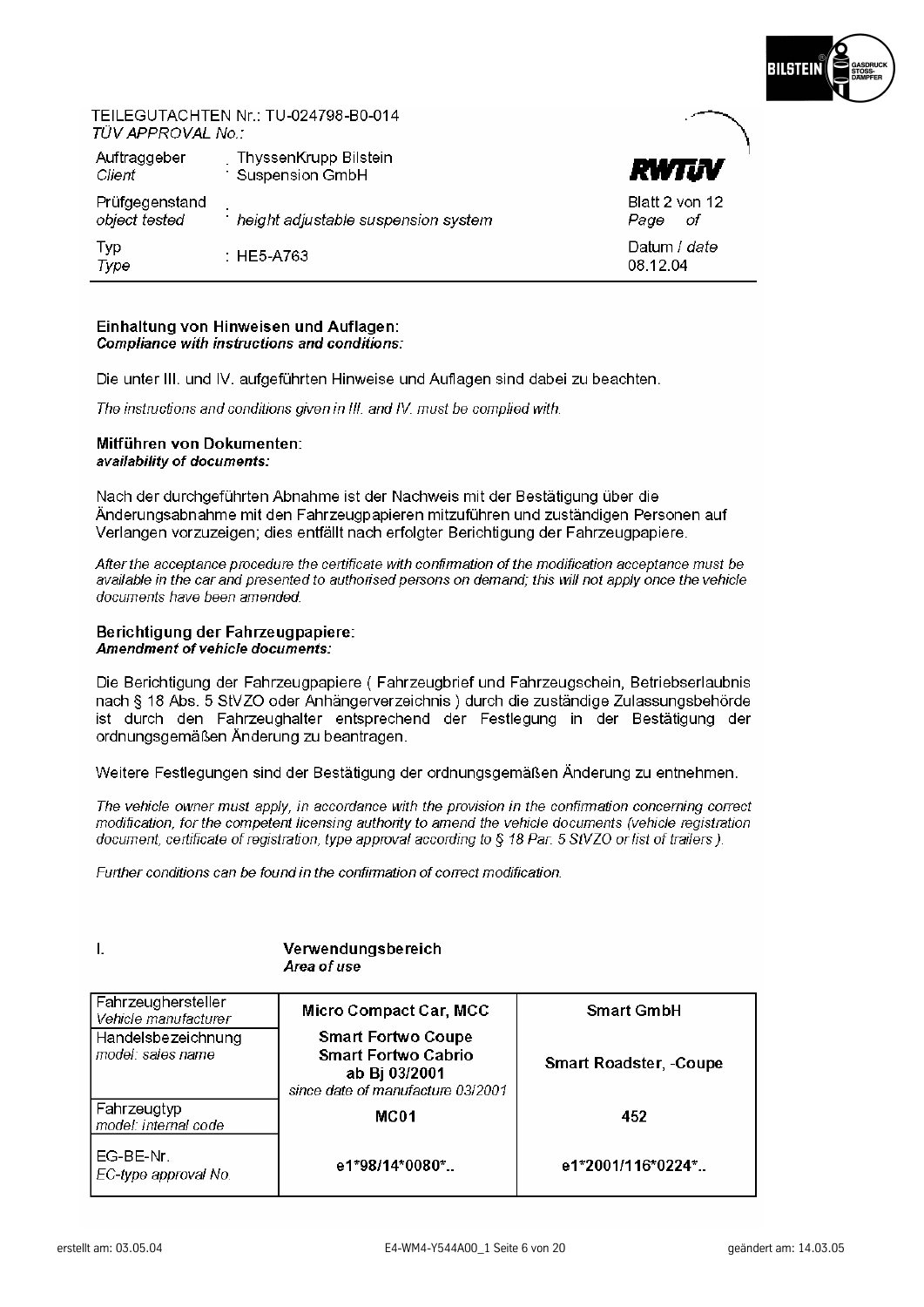TEILEGUTACHTEN Nr.: TU-024798-B0-014
*TÜV APPROVAL No.:*

| | | |
|---|---|---|
| Auftraggeber *Client* | : ThyssenKrupp Bilstein Suspension GmbH | **RWTÜV** |
| Prüfgegenstand *object tested* | : *height adjustable suspension system* | Blatt 2 von 12 *Page of* |
| Typ *Type* | : HE5-A763 | Datum / *date* 08.12.04 |

**Einhaltung von Hinweisen und Auflagen:**
***Compliance with instructions and conditions:***

Die unter III. und IV. aufgeführten Hinweise und Auflagen sind dabei zu beachten.

*The instructions and conditions given in III. and IV. must be complied with.*

**Mitführen von Dokumenten:**
***availability of documents:***

Nach der durchgeführten Abnahme ist der Nachweis mit der Bestätigung über die Änderungsabnahme mit den Fahrzeugpapieren mitzuführen und zuständigen Personen auf Verlangen vorzuzeigen; dies entfällt nach erfolgter Berichtigung der Fahrzeugpapiere.

*After the acceptance procedure the certificate with confirmation of the modification acceptance must be available in the car and presented to authorised persons on demand; this will not apply once the vehicle documents have been amended.*

**Berichtigung der Fahrzeugpapiere:**
***Amendment of vehicle documents:***

Die Berichtigung der Fahrzeugpapiere ( Fahrzeugbrief und Fahrzeugschein, Betriebserlaubnis nach § 18 Abs. 5 StVZO oder Anhängerverzeichnis ) durch die zuständige Zulassungsbehörde ist durch den Fahrzeughalter entsprechend der Festlegung in der Bestätigung der ordnungsgemäßen Änderung zu beantragen.

Weitere Festlegungen sind der Bestätigung der ordnungsgemäßen Änderung zu entnehmen.

*The vehicle owner must apply, in accordance with the provision in the confirmation concerning correct modification, for the competent licensing authority to amend the vehicle documents (vehicle registration document, certificate of registration, type approval according to § 18 Par. 5 StVZO or list of trailers ).*

*Further conditions can be found in the confirmation of correct modification.*

I. **Verwendungsbereich**
*Area of use*

| Fahrzeughersteller *Vehicle manufacturer* | **Micro Compact Car, MCC** | **Smart GmbH** |
|---|---|---|
| Handelsbezeichnung *model: sales name* | **Smart Fortwo Coupe Smart Fortwo Cabrio ab Bj 03/2001** *since date of manufacture 03/2001* | **Smart Roadster, -Coupe** |
| Fahrzeugtyp *model: internal code* | **MC01** | **452** |
| EG-BE-Nr. *EC-type approval No.* | **e1*98/14*0080*..** | **e1*2001/116*0224*..** |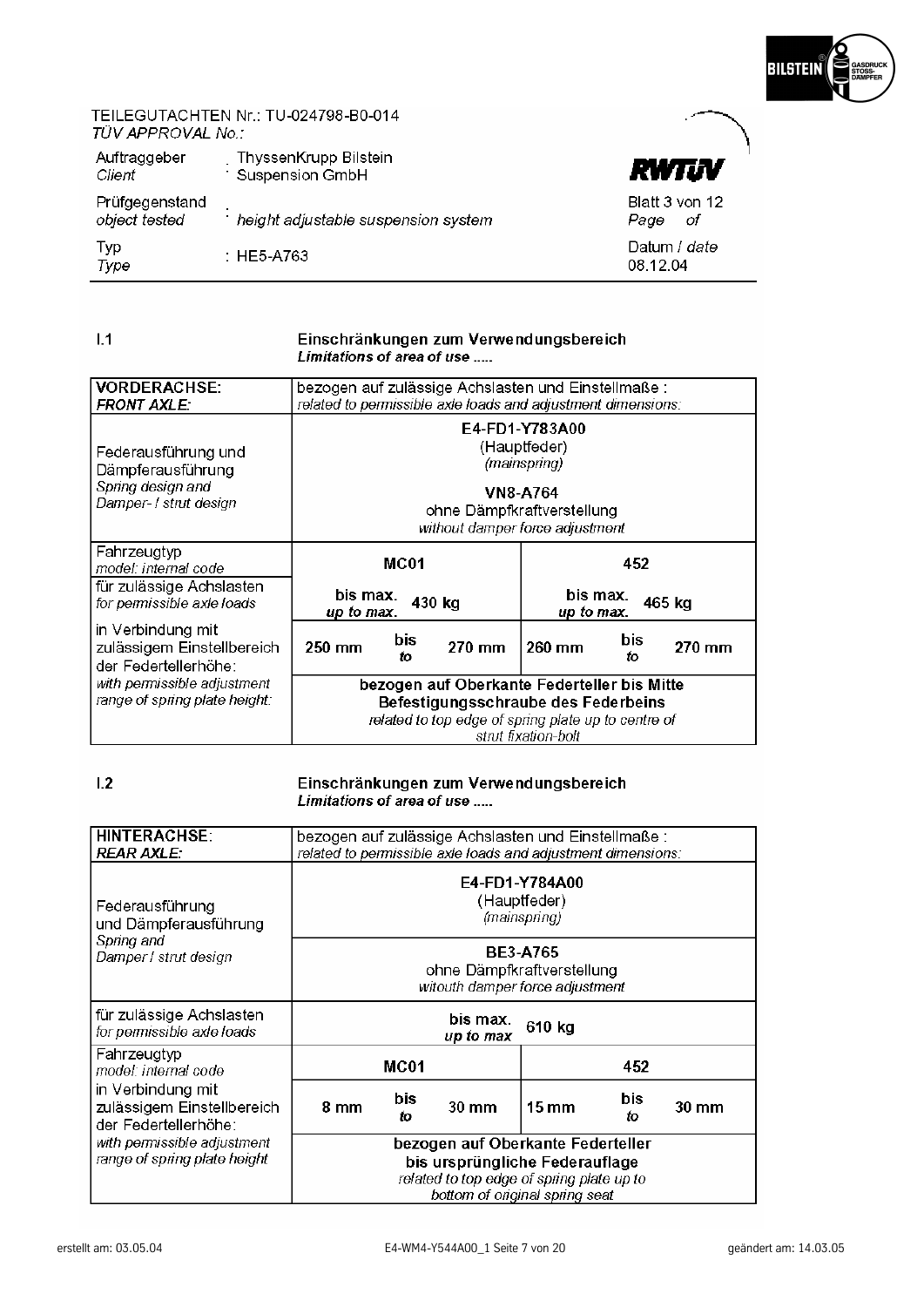TEILEGUTACHTEN Nr.: TU-024798-B0-014
*TÜV APPROVAL No.:*

| | | |
|---|---|---|
| Auftraggeber<br>*Client* | : ThyssenKrupp Bilstein Suspension GmbH | **RWTÜV** |
| Prüfgegenstand<br>*object tested* | : *height adjustable suspension system* | Blatt 3 von 12<br>*Page of* |
| Typ<br>*Type* | : HE5-A763 | Datum / *date*<br>08.12.04 |

## I.1 Einschränkungen zum Verwendungsbereich
***Limitations of area of use .....***

| **VORDERACHSE:**<br>***FRONT AXLE:*** | bezogen auf zulässige Achslasten und Einstellmaße :<br>*related to permissible axle loads and adjustment dimensions:* | |
|---|---|---|
| Federausführung und Dämpferausführung<br>*Spring design and Damper- / strut design* | **E4-FD1-Y783A00**<br>(Hauptfeder)<br>*(mainspring)*<br><br>**VN8-A764**<br>ohne Dämpfkraftverstellung<br>*without damper force adjustment* | |
| Fahrzeugtyp<br>*model: internal code* | **MC01** | **452** |
| für zulässige Achslasten<br>*for permissible axle loads* | **bis max.** ***up to max.*** **430 kg** | **bis max.** ***up to max.*** **465 kg** |
| in Verbindung mit zulässigem Einstellbereich der Federtellerhöhe:<br>*with permissible adjustment range of spring plate height:* | **250 mm bis** ***to*** **270 mm** | **260 mm bis** ***to*** **270 mm** |
| | **bezogen auf Oberkante Federteller bis Mitte Befestigungsschraube des Federbeins**<br>*related to top edge of spring plate up to centre of strut fixation-bolt* | |

## I.2 Einschränkungen zum Verwendungsbereich
***Limitations of area of use .....***

| **HINTERACHSE:**<br>***REAR AXLE:*** | bezogen auf zulässige Achslasten und Einstellmaße :<br>*related to permissible axle loads and adjustment dimensions:* | |
|---|---|---|
| Federausführung und Dämpferausführung<br>*Spring and Damper / strut design* | **E4-FD1-Y784A00**<br>(Hauptfeder)<br>*(mainspring)*<br><br>**BE3-A765**<br>ohne Dämpfkraftverstellung<br>*witouth damper force adjustment* | |
| für zulässige Achslasten<br>*for permissible axle loads* | **bis max.** ***up to max*** **610 kg** | |
| Fahrzeugtyp<br>*model: internal code* | **MC01** | **452** |
| in Verbindung mit zulässigem Einstellbereich der Federtellerhöhe:<br>*with permissible adjustment range of spring plate height* | **8 mm bis** ***to*** **30 mm** | **15 mm bis** ***to*** **30 mm** |
| | **bezogen auf Oberkante Federteller bis ursprüngliche Federauflage**<br>*related to top edge of spring plate up to bottom of original spring seat* | |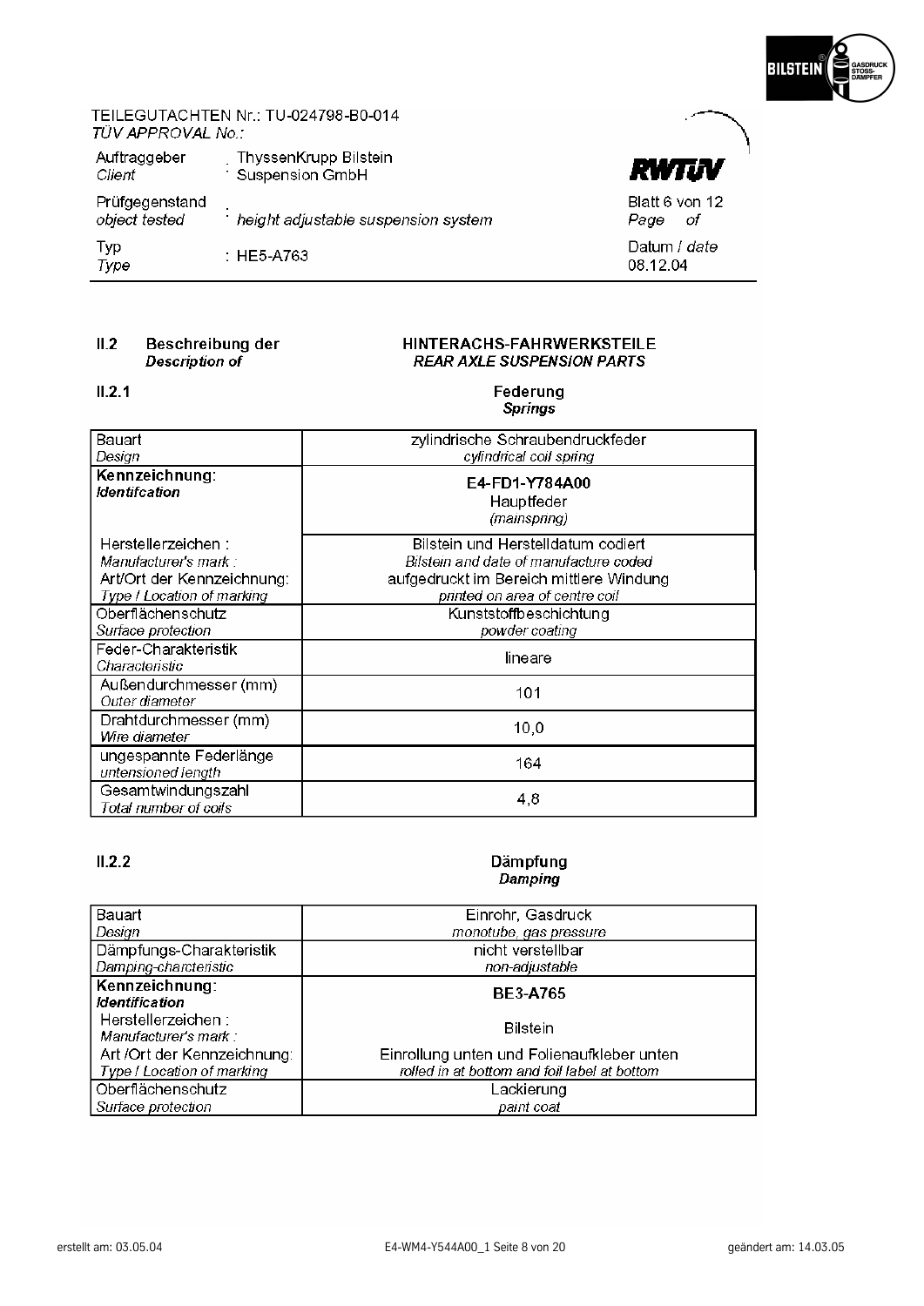TEILEGUTACHTEN Nr.: TU-024798-B0-014
*TÜV APPROVAL No.:*

| | | |
|---|---|---|
| Auftraggeber *Client* | : ThyssenKrupp Bilstein Suspension GmbH | RWTÜV |
| Prüfgegenstand *object tested* | : *height adjustable suspension system* | Blatt 6 von 12 *Page of* |
| Typ *Type* | : HE5-A763 | Datum / *date* 08.12.04 |

## II.2 Beschreibung der *Description of* — HINTERACHS-FAHRWERKSTEILE *REAR AXLE SUSPENSION PARTS*

### II.2.1 Federung *Springs*

| | |
|---|---|
| Bauart *Design* | zylindrische Schraubendruckfeder *cylindrical coil spring* |
| **Kennzeichnung:** ***Identifcation*** | **E4-FD1-Y784A00** Hauptfeder *(mainspring)* |
| Herstellerzeichen : *Manufacturer's mark :* Art/Ort der Kennzeichnung: *Type / Location of marking* | Bilstein und Herstelldatum codiert *Bilstein and date of manufacture coded* aufgedruckt im Bereich mittlere Windung *printed on area of centre coil* |
| Oberflächenschutz *Surface protection* | Kunststoffbeschichtung *powder coating* |
| Feder-Charakteristik *Characteristic* | lineare |
| Außendurchmesser (mm) *Outer diameter* | 101 |
| Drahtdurchmesser (mm) *Wire diameter* | 10,0 |
| ungespannte Federlänge *untensioned length* | 164 |
| Gesamtwindungszahl *Total number of coils* | 4,8 |

### II.2.2 Dämpfung *Damping*

| | |
|---|---|
| Bauart *Design* | Einrohr, Gasdruck *monotube, gas pressure* |
| Dämpfungs-Charakteristik *Damping-charcteristic* | nicht verstellbar *non-adjustable* |
| **Kennzeichnung:** ***Identification*** | **BE3-A765** |
| Herstellerzeichen : *Manufacturer's mark :* | Bilstein |
| Art /Ort der Kennzeichnung: *Type / Location of marking* | Einrollung unten und Folienaufkleber unten *rolled in at bottom and foil label at bottom* |
| Oberflächenschutz *Surface protection* | Lackierung *paint coat* |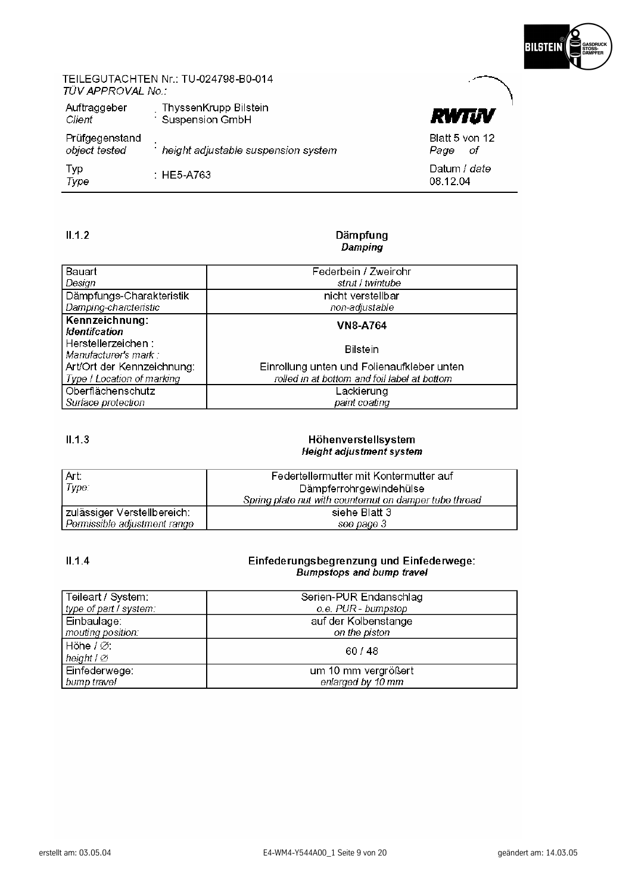TEILEGUTACHTEN Nr.: TU-024798-B0-014
*TÜV APPROVAL No.:*

| | | |
|---|---|---|
| Auftraggeber<br>*Client* | : ThyssenKrupp Bilstein<br>Suspension GmbH | RWTÜV |
| Prüfgegenstand<br>*object tested* | : *height adjustable suspension system* | Blatt 5 von 12<br>*Page of* |
| Typ<br>*Type* | : HE5-A763 | Datum / *date*<br>08.12.04 |

## II.1.2 Dämpfung *Damping*

| | |
|---|---|
| Bauart<br>*Design* | Federbein / Zweirohr<br>*strut / twintube* |
| Dämpfungs-Charakteristik<br>*Damping-charcteristic* | nicht verstellbar<br>*non-adjustable* |
| **Kennzeichnung:**<br>***Identifcation*** | **VN8-A764** |
| Herstellerzeichen :<br>*Manufacturer's mark :* | Bilstein |
| Art/Ort der Kennzeichnung:<br>*Type / Location of marking* | Einrollung unten und Folienaufkleber unten<br>*rolled in at bottom and foil label at bottom* |
| Oberflächenschutz<br>*Surface protection* | Lackierung<br>*paint coating* |

## II.1.3 Höhenverstellsystem *Height adjustment system*

| | |
|---|---|
| Art:<br>*Type:* | Federtellermutter mit Kontermutter auf Dämpferrohrgewindehülse<br>*Spring plate nut with counternut on damper tube thread* |
| zulässiger Verstellbereich:<br>*Permissible adjustment range* | siehe Blatt 3<br>*see page 3* |

## II.1.4 Einfederungsbegrenzung und Einfederwege: *Bumpstops and bump travel*

| | |
|---|---|
| Teileart / System:<br>*type of part / system:* | Serien-PUR Endanschlag<br>*o.e. PUR - bumpstop* |
| Einbaulage:<br>*mouting position:* | auf der Kolbenstange<br>*on the piston* |
| Höhe / ∅:<br>*height / ∅* | 60 / 48 |
| Einfederwege:<br>*bump travel* | um 10 mm vergrößert<br>*enlarged by 10 mm* |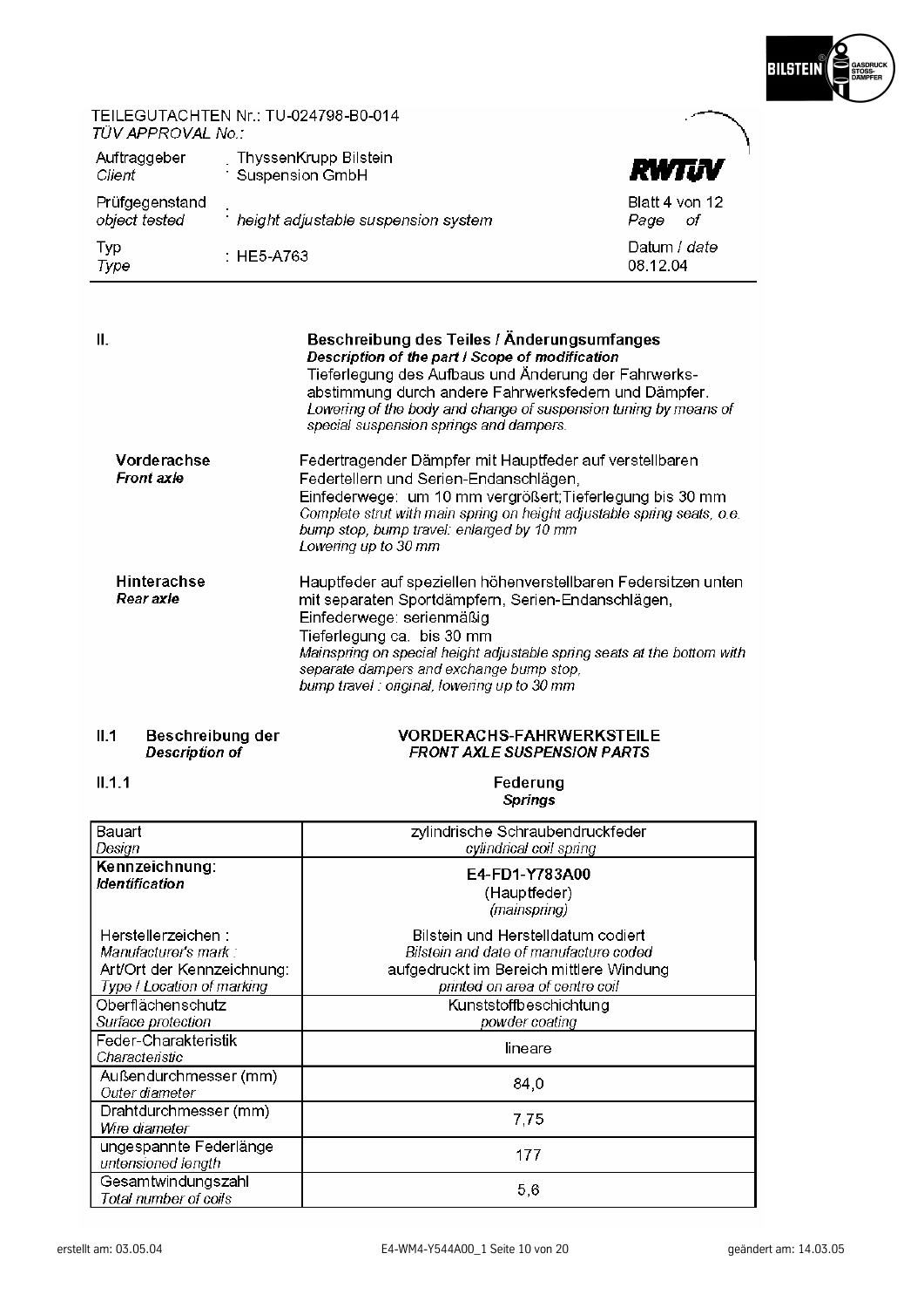TEILEGUTACHTEN Nr.: TU-024798-B0-014
*TÜV APPROVAL No.:*

| | | |
|---|---|---|
| Auftraggeber *Client* | : ThyssenKrupp Bilstein Suspension GmbH | RWTÜV |
| Prüfgegenstand *object tested* | : *height adjustable suspension system* | Blatt 4 von 12 *Page of* |
| Typ *Type* | : HE5-A763 | Datum / *date* 08.12.04 |

## II. Beschreibung des Teiles / Änderungsumfanges
***Description of the part / Scope of modification***

Tieferlegung des Aufbaus und Änderung der Fahrwerksabstimmung durch andere Fahrwerksfedern und Dämpfer.
*Lowering of the body and change of suspension tuning by means of special suspension springs and dampers.*

**Vorderachse**
***Front axle***

Federtragender Dämpfer mit Hauptfeder auf verstellbaren Federtellern und Serien-Endanschlägen,
Einfederwege: um 10 mm vergrößert;Tieferlegung bis 30 mm
*Complete strut with main spring on height adjustable spring seats, o.e. bump stop, bump travel: enlarged by 10 mm*
*Lowering up to 30 mm*

**Hinterachse**
***Rear axle***

Hauptfeder auf speziellen höhenverstellbaren Federsitzen unten mit separaten Sportdämpfern, Serien-Endanschlägen,
Einfederwege: serienmäßig
Tieferlegung ca. bis 30 mm
*Mainspring on special height adjustable spring seats at the bottom with separate dampers and exchange bump stop,*
*bump travel : original, lowering up to 30 mm*

### II.1 Beschreibung der VORDERACHS-FAHRWERKSTEILE
***Description of FRONT AXLE SUSPENSION PARTS***

#### II.1.1 Federung
***Springs***

| | |
|---|---|
| Bauart<br>*Design* | zylindrische Schraubendruckfeder<br>*cylindrical coil spring* |
| **Kennzeichnung:**<br>***Identification***<br><br>Herstellerzeichen :<br>*Manufacturer's mark :*<br>Art/Ort der Kennzeichnung:<br>*Type / Location of marking* | **E4-FD1-Y783A00**<br>(Hauptfeder)<br>*(mainspring)*<br><br>Bilstein und Herstelldatum codiert<br>*Bilstein and date of manufacture coded*<br>aufgedruckt im Bereich mittlere Windung<br>*printed on area of centre coil* |
| Oberflächenschutz<br>*Surface protection* | Kunststoffbeschichtung<br>*powder coating* |
| Feder-Charakteristik<br>*Characteristic* | lineare |
| Außendurchmesser (mm)<br>*Outer diameter* | 84,0 |
| Drahtdurchmesser (mm)<br>*Wire diameter* | 7,75 |
| ungespannte Federlänge<br>*untensioned length* | 177 |
| Gesamtwindungszahl<br>*Total number of coils* | 5,6 |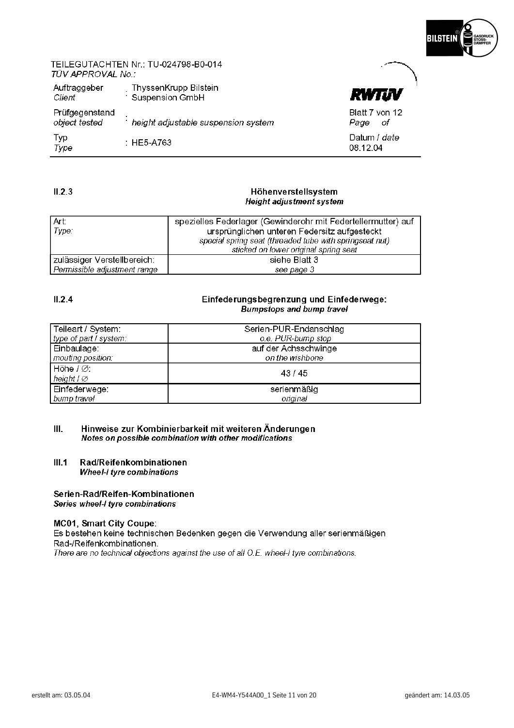TEILEGUTACHTEN Nr.: TU-024798-B0-014
*TÜV APPROVAL No.:*

| | | |
|---|---|---|
| Auftraggeber *Client* | : ThyssenKrupp Bilstein Suspension GmbH | RWTÜV |
| Prüfgegenstand *object tested* | : *height adjustable suspension system* | Blatt 7 von 12 *Page of* |
| Typ *Type* | : HE5-A763 | Datum / *date* 08.12.04 |

## II.2.3 Höhenverstellsystem
***Height adjustment system***

| | |
|---|---|
| Art: *Type:* | spezielles Federlager (Gewinderohr mit Federtellermutter) auf ursprünglichen unteren Federsitz aufgesteckt *special spring seat (threaded tube with springseat nut) sticked on lower original spring seat* |
| zulässiger Verstellbereich: *Permissible adjustment range* | siehe Blatt 3 *see page 3* |

## II.2.4 Einfederungsbegrenzung und Einfederwege:
***Bumpstops and bump travel***

| | |
|---|---|
| Teileart / System: *type of part / system:* | Serien-PUR-Endanschlag *o.e. PUR-bump stop* |
| Einbaulage: *mouting position:* | auf der Achsschwinge *on the wishbone* |
| Höhe / ∅: *height / ∅* | 43 / 45 |
| Einfederwege: *bump travel* | serienmäßig *original* |

## III. Hinweise zur Kombinierbarkeit mit weiteren Änderungen
***Notes on possible combination with other modifications***

### III.1 Rad/Reifenkombinationen
***Wheel-/ tyre combinations***

**Serien-Rad/Reifen-Kombinationen**
***Series wheel-/ tyre combinations***

**MC01, Smart City Coupe:**
Es bestehen keine technischen Bedenken gegen die Verwendung aller serienmäßigen Rad-/Reifenkombinationen.
*There are no technical objections against the use of all O.E. wheel-/ tyre combinations.*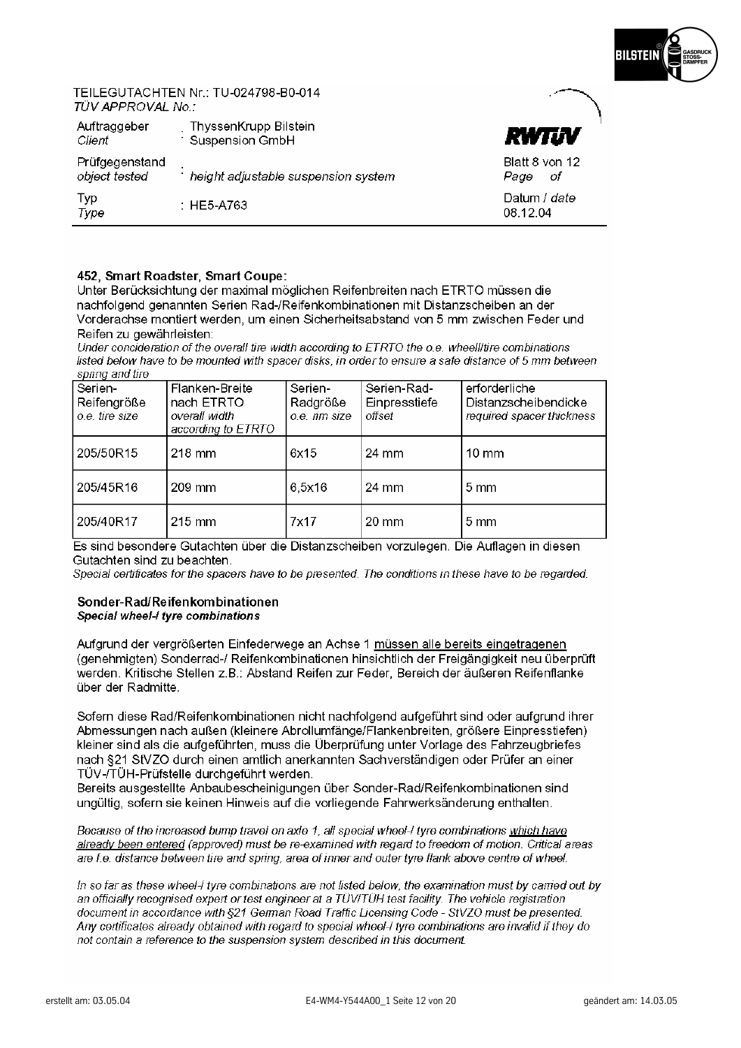TEILEGUTACHTEN Nr.: TU-024798-B0-014
*TÜV APPROVAL No.:*

| | | |
|---|---|---|
| Auftraggeber *Client* | : ThyssenKrupp Bilstein Suspension GmbH | **RWTÜV** |
| Prüfgegenstand *object tested* | : *height adjustable suspension system* | Blatt 8 von 12 *Page of* |
| Typ *Type* | : HE5-A763 | Datum / *date* 08.12.04 |

**452, Smart Roadster, Smart Coupe:**

Unter Berücksichtung der maximal möglichen Reifenbreiten nach ETRTO müssen die nachfolgend genannten Serien Rad-/Reifenkombinationen mit Distanzscheiben an der Vorderachse montiert werden, um einen Sicherheitsabstand von 5 mm zwischen Feder und Reifen zu gewährleisten:

*Under concideration of the overall tire width according to ETRTO the o.e. wheel/tire combinations listed below have to be mounted with spacer disks, in order to ensure a safe distance of 5 mm between spring and tire*

| Serien-Reifengröße *o.e. tire size* | Flanken-Breite nach ETRTO *overall width according to ETRTO* | Serien-Radgröße *o.e. rim size* | Serien-Rad-Einpresstiefe *offset* | erforderliche Distanzscheibendicke *required spacer thickness* |
|---|---|---|---|---|
| 205/50R15 | 218 mm | 6x15 | 24 mm | 10 mm |
| 205/45R16 | 209 mm | 6,5x16 | 24 mm | 5 mm |
| 205/40R17 | 215 mm | 7x17 | 20 mm | 5 mm |

Es sind besondere Gutachten über die Distanzscheiben vorzulegen. Die Auflagen in diesen Gutachten sind zu beachten.

*Special certificates for the spacers have to be presented. The conditions in these have to be regarded.*

## Sonder-Rad/Reifenkombinationen

***Special wheel-/ tyre combinations***

Aufgrund der vergrößerten Einfederwege an Achse 1 <u>müssen alle bereits eingetragenen</u> (genehmigten) Sonderrad-/ Reifenkombinationen hinsichtlich der Freigängigkeit neu überprüft werden. Kritische Stellen z.B.: Abstand Reifen zur Feder, Bereich der äußeren Reifenflanke über der Radmitte.

Sofern diese Rad/Reifenkombinationen nicht nachfolgend aufgeführt sind oder aufgrund ihrer Abmessungen nach außen (kleinere Abrollumfänge/Flankenbreiten, größere Einpresstiefen) kleiner sind als die aufgeführten, muss die Überprüfung unter Vorlage des Fahrzeugbriefes nach §21 StVZO durch einen amtlich anerkannten Sachverständigen oder Prüfer an einer TÜV-/TÜH-Prüfstelle durchgeführt werden.

Bereits ausgestellte Anbaubescheinigungen über Sonder-Rad/Reifenkombinationen sind ungültig, sofern sie keinen Hinweis auf die vorliegende Fahrwerksänderung enthalten.

*Because of the increased bump travel on axle 1, all special wheel-/ tyre combinations <u>which have already been entered</u> (approved) must be re-examined with regard to freedom of motion. Critical areas are f.e. distance between tire and spring, area of inner and outer tyre flank above centre of wheel.*

*In so far as these wheel-/ tyre combinations are not listed below, the examination must by carried out by an officially recognised expert or test engineer at a TÜV/TÜH test facility. The vehicle registration document in accordance with §21 German Road Traffic Licensing Code - StVZO must be presented. Any certificates already obtained with regard to special wheel-/ tyre combinations are invalid if they do not contain a reference to the suspension system described in this document.*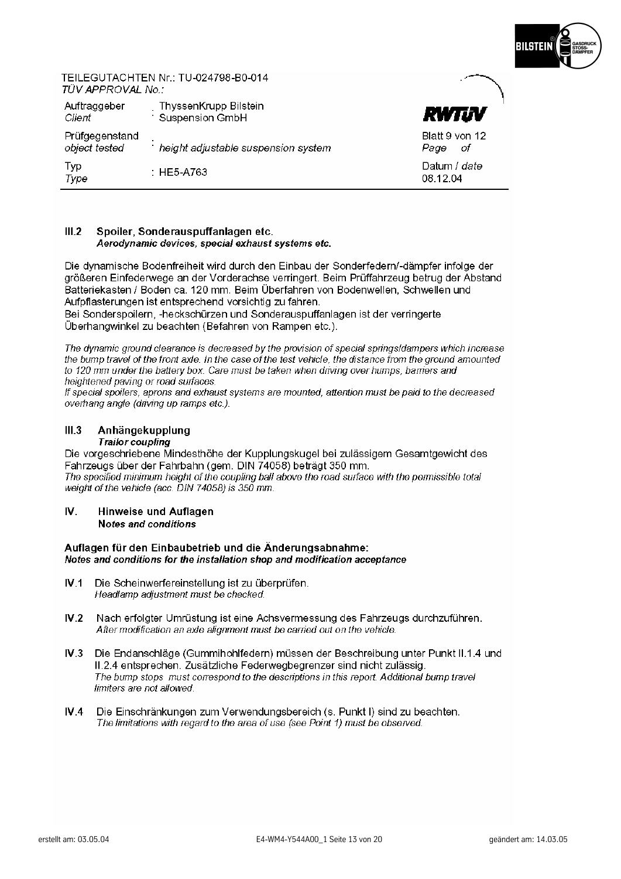TEILEGUTACHTEN Nr.: TU-024798-B0-014
*TÜV APPROVAL No.:*

| | | |
|---|---|---|
| Auftraggeber *Client* | ThyssenKrupp Bilstein Suspension GmbH | RWTÜV |
| Prüfgegenstand *object tested* | *height adjustable suspension system* | Blatt 9 von 12 *Page of* |
| Typ *Type* | HE5-A763 | Datum / *date* 08.12.04 |

### III.2 Spoiler, Sonderauspuffanlagen etc.
***Aerodynamic devices, special exhaust systems etc.***

Die dynamische Bodenfreiheit wird durch den Einbau der Sonderfedern/-dämpfer infolge der größeren Einfederwege an der Vorderachse verringert. Beim Prüffahrzeug betrug der Abstand Batteriekasten / Boden ca. 120 mm. Beim Überfahren von Bodenwellen, Schwellen und Aufpflasterungen ist entsprechend vorsichtig zu fahren.
Bei Sonderspoilern, -heckschürzen und Sonderauspuffanlagen ist der verringerte Überhangwinkel zu beachten (Befahren von Rampen etc.).

*The dynamic ground clearance is decreased by the provision of special springs/dampers which increase the bump travel of the front axle. In the case of the test vehicle, the distance from the ground amounted to 120 mm under the battery box. Care must be taken when driving over humps, barriers and heightened paving or road surfaces.*
*If special spoilers, aprons and exhaust systems are mounted, attention must be paid to the decreased overhang angle (driving up ramps etc.).*

### III.3 Anhängekupplung
***Trailor coupling***

Die vorgeschriebene Mindesthöhe der Kupplungskugel bei zulässigem Gesamtgewicht des Fahrzeugs über der Fahrbahn (gem. DIN 74058) beträgt 350 mm.
*The specified minimum height of the coupling ball above the road surface with the permissible total weight of the vehicle (acc. DIN 74058) is 350 mm.*

## IV. Hinweise und Auflagen
***Notes and conditions***

**Auflagen für den Einbaubetrieb und die Änderungsabnahme:**
***Notes and conditions for the installation shop and modification acceptance***

**IV.1** Die Scheinwerfereinstellung ist zu überprüfen.
*Headlamp adjustment must be checked.*

**IV.2** Nach erfolgter Umrüstung ist eine Achsvermessung des Fahrzeugs durchzuführen.
*After modification an axle alignment must be carried out on the vehicle.*

**IV.3** Die Endanschläge (Gummihohlfedern) müssen der Beschreibung unter Punkt II.1.4 und II.2.4 entsprechen. Zusätzliche Federwegbegrenzer sind nicht zulässig.
*The bump stops must correspond to the descriptions in this report. Additional bump travel limiters are not allowed.*

**IV.4** Die Einschränkungen zum Verwendungsbereich (s. Punkt I) sind zu beachten.
*The limitations with regard to the area of use (see Point 1) must be observed.*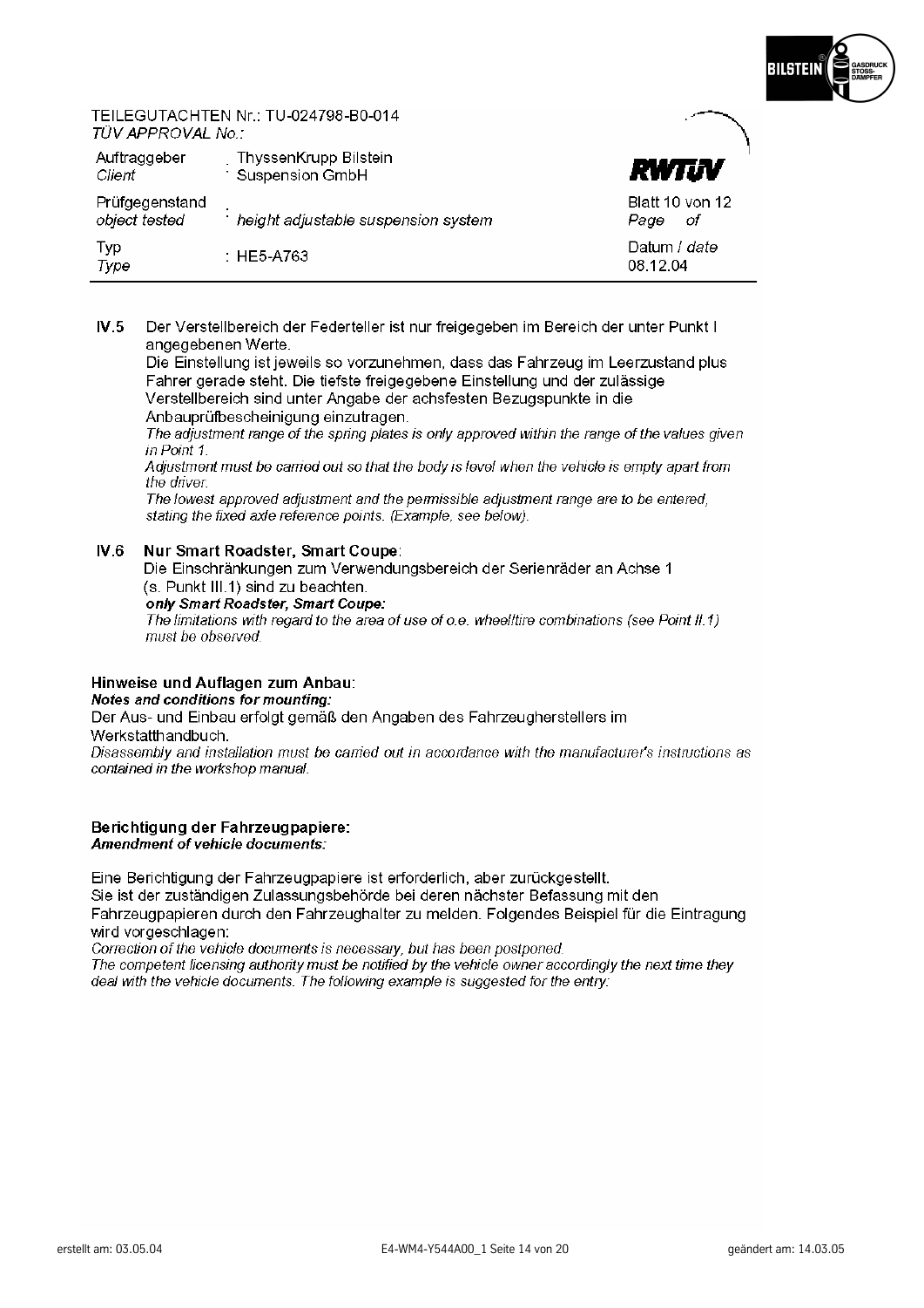TEILEGUTACHTEN Nr.: TU-024798-B0-014
*TÜV APPROVAL No.:*

| | | |
|---|---|---|
| Auftraggeber *Client* | : ThyssenKrupp Bilstein Suspension GmbH | RWTÜV |
| Prüfgegenstand *object tested* | : *height adjustable suspension system* | Blatt 10 von 12 *Page of* |
| Typ *Type* | : HE5-A763 | Datum / *date* 08.12.04 |

**IV.5** Der Verstellbereich der Federteller ist nur freigegeben im Bereich der unter Punkt I angegebenen Werte.
Die Einstellung ist jeweils so vorzunehmen, dass das Fahrzeug im Leerzustand plus Fahrer gerade steht. Die tiefste freigegebene Einstellung und der zulässige Verstellbereich sind unter Angabe der achsfesten Bezugspunkte in die Anbauprüfbescheinigung einzutragen.
*The adjustment range of the spring plates is only approved within the range of the values given in Point 1.*
*Adjustment must be carried out so that the body is level when the vehicle is empty apart from the driver.*
*The lowest approved adjustment and the permissible adjustment range are to be entered, stating the fixed axle reference points. (Example, see below).*

**IV.6** **Nur Smart Roadster, Smart Coupe**:
Die Einschränkungen zum Verwendungsbereich der Serienräder an Achse 1 (s. Punkt III.1) sind zu beachten.
***only Smart Roadster, Smart Coupe:***
*The limitations with regard to the area of use of o.e. wheel/tire combinations (see Point II.1) must be observed.*

**Hinweise und Auflagen zum Anbau**:
***Notes and conditions for mounting:***
Der Aus- und Einbau erfolgt gemäß den Angaben des Fahrzeugherstellers im Werkstatthandbuch.
*Disassembly and installation must be carried out in accordance with the manufacturer's instructions as contained in the workshop manual.*

**Berichtigung der Fahrzeugpapiere:**
***Amendment of vehicle documents:***

Eine Berichtigung der Fahrzeugpapiere ist erforderlich, aber zurückgestellt.
Sie ist der zuständigen Zulassungsbehörde bei deren nächster Befassung mit den Fahrzeugpapieren durch den Fahrzeughalter zu melden. Folgendes Beispiel für die Eintragung wird vorgeschlagen:
*Correction of the vehicle documents is necessary, but has been postponed.*
*The competent licensing authority must be notified by the vehicle owner accordingly the next time they deal with the vehicle documents. The following example is suggested for the entry:*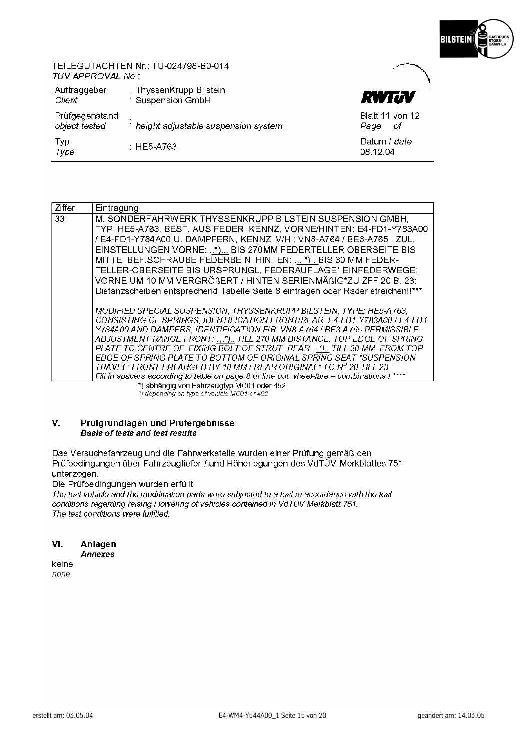TEILEGUTACHTEN Nr.: TU-024798-B0-014
*TÜV APPROVAL No.:*

| | | |
|---|---|---|
| Auftraggeber *Client* | : ThyssenKrupp Bilstein Suspension GmbH | RWTÜV |
| Prüfgegenstand *object tested* | : *height adjustable suspension system* | Blatt 11 von 12 *Page of* |
| Typ *Type* | : HE5-A763 | Datum / *date* 08.12.04 |

| Ziffer | Eintragung |
|---|---|
| 33 | M. SONDERFAHRWERK THYSSENKRUPP BILSTEIN SUSPENSION GMBH, TYP: HE5-A763, BEST. AUS FEDER, KENNZ. VORNE/HINTEN: E4-FD1-Y783A00 / E4-FD1-Y784A00 U. DÄMPFERN, KENNZ. V/H : VN8-A764 / BE3-A765 ; ZUL. EINSTELLUNGEN VORNE: ..\*)... BIS 270MM FEDERTELLER OBERSEITE BIS MITTE BEF.SCHRAUBE FEDERBEIN, HINTEN: ....\*).. BIS 30 MM FEDER-TELLER-OBERSEITE BIS URSPRÜNGL. FEDERAUFLAGE\* EINFEDERWEGE: VORNE UM 10 MM VERGRÖßERT / HINTEN SERIENMÄßIG\*ZU ZFF 20 B. 23: Distanzscheiben entsprechend Tabelle Seite 8 eintragen oder Räder streichen!!\*\*\* <br><br> *MODIFIED SPECIAL SUSPENSION, THYSSENKRUPP BILSTEIN, TYPE: HE5-A763, CONSISTING OF SPRINGS, IDENTIFICATION FRONT/REAR: E4-FD1-Y783A00 / E4-FD1-Y784A00 AND DAMPERS, IDENTIFICATION F/R: VN8-A764 / BE3-A765 PERMISSIBLE ADJUSTMENT RANGE FRONT: ...\*).. TILL 270 MM DISTANCE. TOP EDGE OF SPRING PLATE TO CENTRE OF FIXING BOLT OF STRUT; REAR: ..\*).. TILL 30 MM; FROM TOP EDGE OF SPRING PLATE TO BOTTOM OF ORIGINAL SPRING SEAT \*SUSPENSION TRAVEL: FRONT ENLARGED BY 10 MM / REAR ORIGINAL\* TO N° 20 TILL 23 : Fill in spacers according to table on page 8 or line out wheel-tire – combinations ! \*\*\*\** |

\*) abhängig von Fahrzeugtyp MC01 oder 452
*\*) depending on type of vehicle MC01 or 452*

## V. Prüfgrundlagen und Prüfergebnisse
***Basis of tests and test results***

Das Versuchsfahrzeug und die Fahrwerksteile wurden einer Prüfung gemäß den Prüfbedingungen über Fahrzeugtiefer-/ und Höherlegungen des VdTÜV-Merkblattes 751 unterzogen.
Die Prüfbedingungen wurden erfüllt.
*The test vehicle and the modification parts were subjected to a test in accordance with the test conditions regarding raising / lowering of vehicles contained in VdTÜV Merkblatt 751.*
*The test conditions were fulfilled.*

## VI. Anlagen
***Annexes***

keine
*none*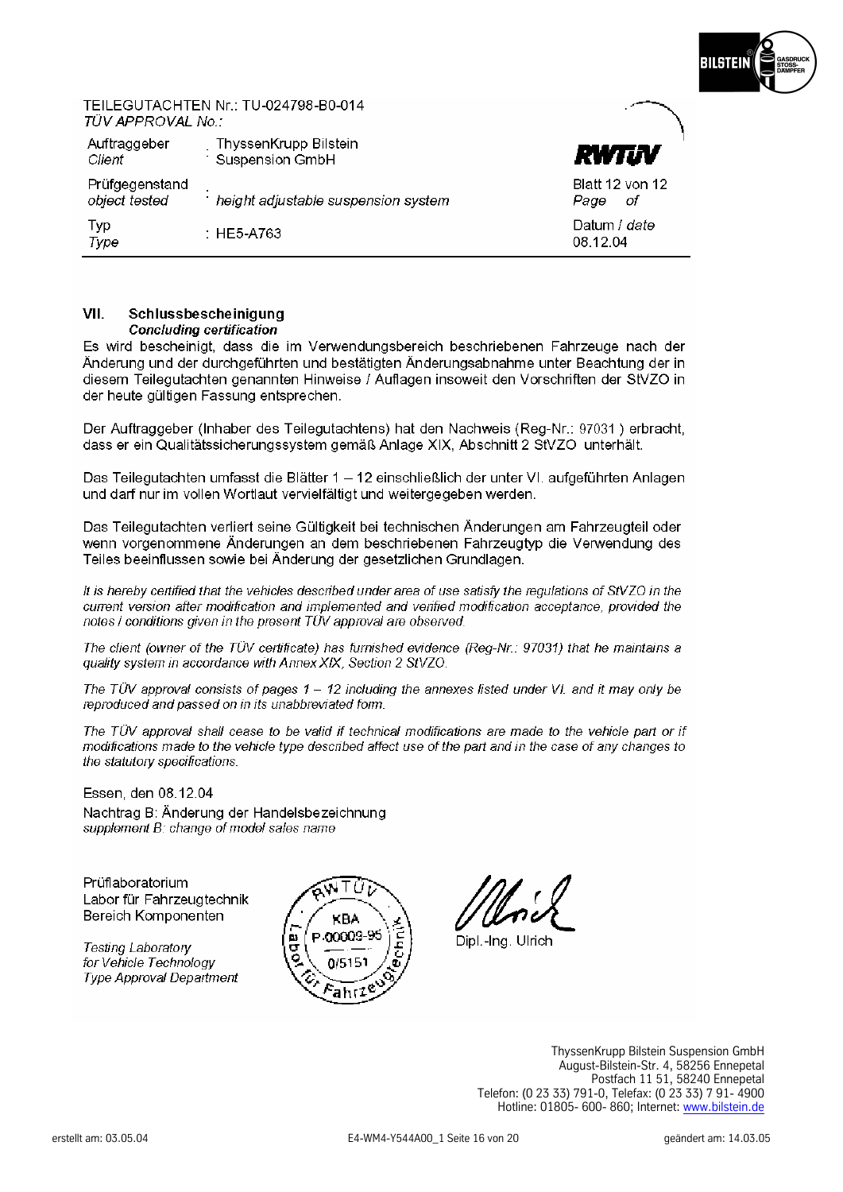TEILEGUTACHTEN Nr.: TU-024798-B0-014
*TÜV APPROVAL No.:*

| | | |
|---|---|---|
| Auftraggeber<br>*Client* | ThyssenKrupp Bilstein Suspension GmbH | RWTÜV |
| Prüfgegenstand<br>*object tested* | *height adjustable suspension system* | Blatt 12 von 12<br>*Page of* |
| Typ<br>*Type* | : HE5-A763 | Datum / *date*<br>08.12.04 |

## VII. Schlussbescheinigung
### *Concluding certification*

Es wird bescheinigt, dass die im Verwendungsbereich beschriebenen Fahrzeuge nach der Änderung und der durchgeführten und bestätigten Änderungsabnahme unter Beachtung der in diesem Teilegutachten genannten Hinweise / Auflagen insoweit den Vorschriften der StVZO in der heute gültigen Fassung entsprechen.

Der Auftraggeber (Inhaber des Teilegutachtens) hat den Nachweis (Reg-Nr.: 97031 ) erbracht, dass er ein Qualitätssicherungssystem gemäß Anlage XIX, Abschnitt 2 StVZO unterhält.

Das Teilegutachten umfasst die Blätter 1 – 12 einschließlich der unter VI. aufgeführten Anlagen und darf nur im vollen Wortlaut vervielfältigt und weitergegeben werden.

Das Teilegutachten verliert seine Gültigkeit bei technischen Änderungen am Fahrzeugteil oder wenn vorgenommene Änderungen an dem beschriebenen Fahrzeugtyp die Verwendung des Teiles beeinflussen sowie bei Änderung der gesetzlichen Grundlagen.

*It is hereby certified that the vehicles described under area of use satisfy the regulations of StVZO in the current version after modification and implemented and verified modification acceptance, provided the notes / conditions given in the present TÜV approval are observed.*

*The client (owner of the TÜV certificate) has furnished evidence (Reg-Nr.: 97031) that he maintains a quality system in accordance with Annex XIX, Section 2 StVZO.*

*The TÜV approval consists of pages 1 – 12 including the annexes listed under VI. and it may only be reproduced and passed on in its unabbreviated form.*

*The TÜV approval shall cease to be valid if technical modifications are made to the vehicle part or if modifications made to the vehicle type described affect use of the part and in the case of any changes to the statutory specifications.*

Essen, den 08.12.04

Nachtrag B: Änderung der Handelsbezeichnung
*supplement B: change of model sales name*

Prüflaboratorium
Labor für Fahrzeugtechnik
Bereich Komponenten

*Testing Laboratory*
*for Vehicle Technology*
*Type Approval Department*

RWTÜV KBA P-00009-95 0/5151 Labor für Fahrzeugtechnik

Dipl.-Ing. Ulrich

ThyssenKrupp Bilstein Suspension GmbH
August-Bilstein-Str. 4, 58256 Ennepetal
Postfach 11 51, 58240 Ennepetal
Telefon: (0 23 33) 791-0, Telefax: (0 23 33) 7 91- 4900
Hotline: 01805- 600- 860; Internet: www.bilstein.de

erstellt am: 03.05.04 | E4-WM4-Y544A00_1 | geändert am: 14.03.05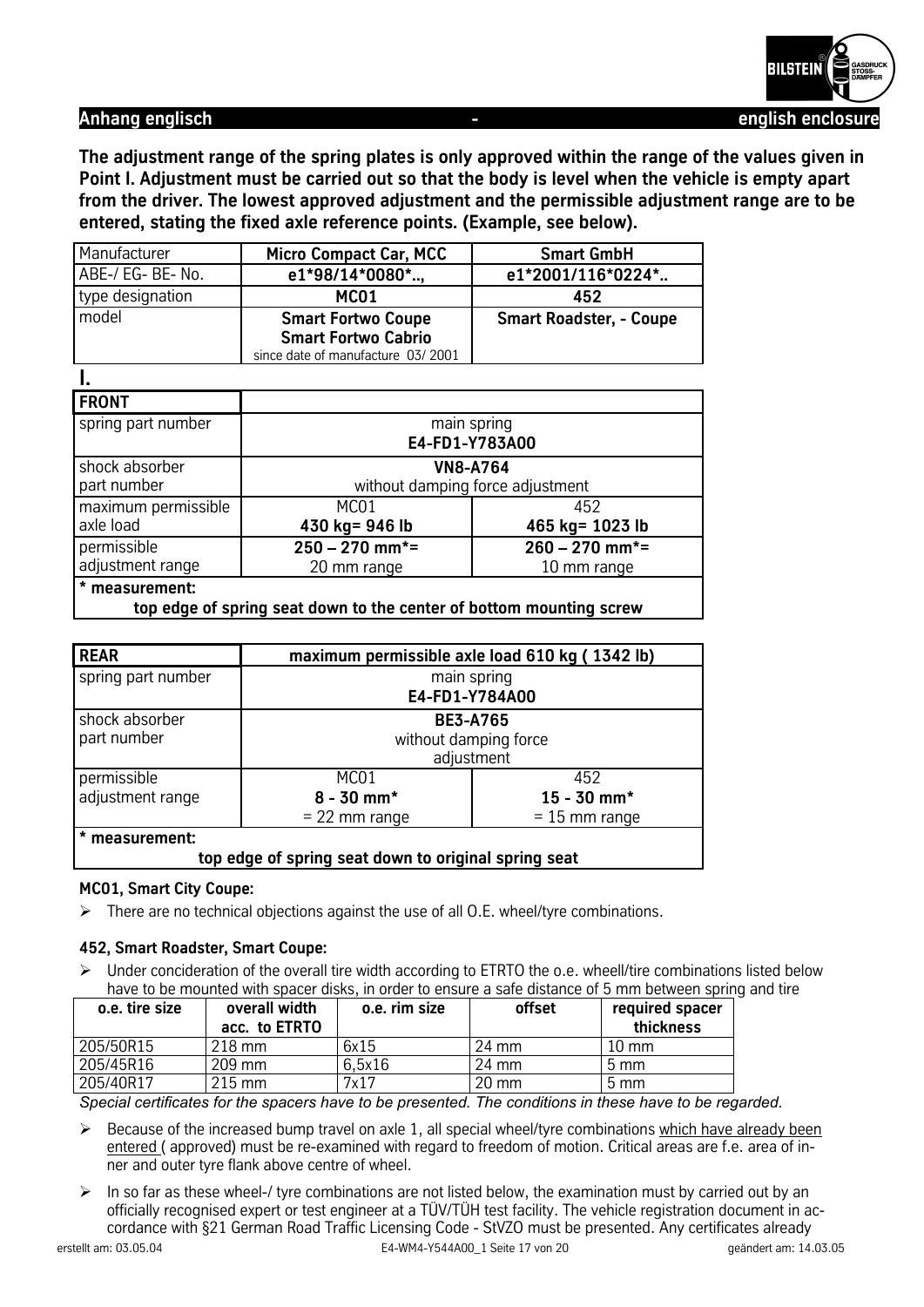Anhang englisch - english enclosure

**The adjustment range of the spring plates is only approved within the range of the values given in Point I. Adjustment must be carried out so that the body is level when the vehicle is empty apart from the driver. The lowest approved adjustment and the permissible adjustment range are to be entered, stating the fixed axle reference points. (Example, see below).**

| Manufacturer | **Micro Compact Car, MCC** | **Smart GmbH** |
|---|---|---|
| ABE-/ EG- BE- No. | **e1*98/14*0080*..,** | **e1*2001/116*0224*..** |
| type designation | **MC01** | **452** |
| model | **Smart Fortwo Coupe**<br>**Smart Fortwo Cabrio**<br>since date of manufacture 03/ 2001 | **Smart Roadster, - Coupe** |

**I.**

| **FRONT** | | |
|---|---|---|
| spring part number | main spring<br>**E4-FD1-Y783A00** | |
| shock absorber part number | **VN8-A764**<br>without damping force adjustment | |
| maximum permissible axle load | MC01<br>**430 kg= 946 lb** | 452<br>**465 kg= 1023 lb** |
| permissible adjustment range | **250 – 270 mm*=**<br>20 mm range | **260 – 270 mm*=**<br>10 mm range |
| *** measurement:** top edge of spring seat down to the center of bottom mounting screw | | |

| **REAR** | **maximum permissible axle load 610 kg ( 1342 lb)** | |
|---|---|---|
| spring part number | main spring<br>**E4-FD1-Y784A00** | |
| shock absorber part number | **BE3-A765**<br>without damping force adjustment | |
| permissible adjustment range | MC01<br>**8 - 30 mm***<br>= 22 mm range | 452<br>**15 - 30 mm***<br>= 15 mm range |
| *** measurement:** top edge of spring seat down to original spring seat | | |

**MC01, Smart City Coupe:**

- There are no technical objections against the use of all O.E. wheel/tyre combinations.

**452, Smart Roadster, Smart Coupe:**

- Under concideration of the overall tire width according to ETRTO the o.e. wheell/tire combinations listed below have to be mounted with spacer disks, in order to ensure a safe distance of 5 mm between spring and tire

| o.e. tire size | overall width acc. to ETRTO | o.e. rim size | offset | required spacer thickness |
|---|---|---|---|---|
| 205/50R15 | 218 mm | 6x15 | 24 mm | 10 mm |
| 205/45R16 | 209 mm | 6,5x16 | 24 mm | 5 mm |
| 205/40R17 | 215 mm | 7x17 | 20 mm | 5 mm |

*Special certificates for the spacers have to be presented. The conditions in these have to be regarded.*

- Because of the increased bump travel on axle 1, all special wheel/tyre combinations which have already been entered ( approved) must be re-examined with regard to freedom of motion. Critical areas are f.e. area of inner and outer tyre flank above centre of wheel.
- In so far as these wheel-/ tyre combinations are not listed below, the examination must by carried out by an officially recognised expert or test engineer at a TÜV/TÜH test facility. The vehicle registration document in accordance with §21 German Road Traffic Licensing Code - StVZO must be presented. Any certificates already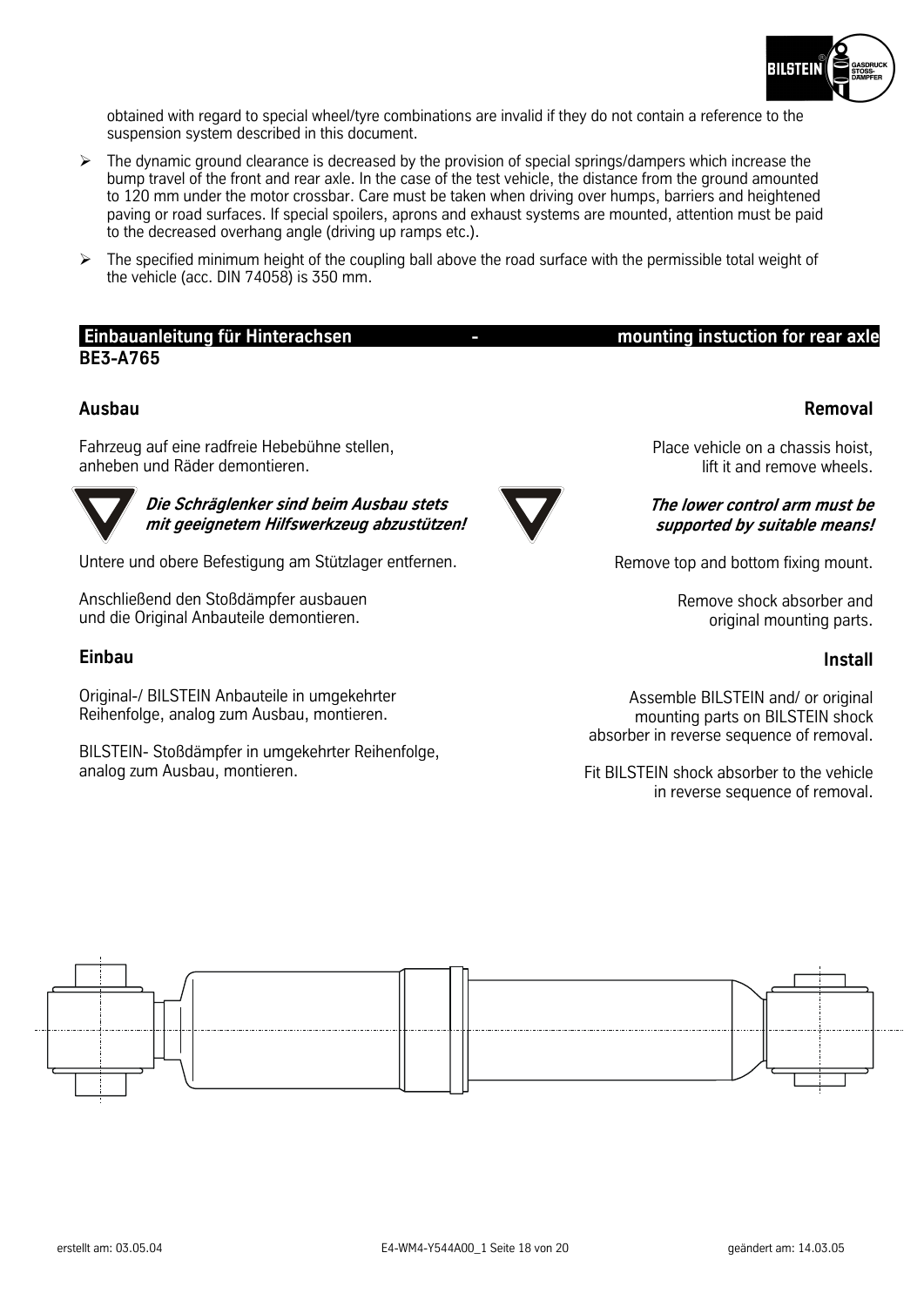obtained with regard to special wheel/tyre combinations are invalid if they do not contain a reference to the suspension system described in this document.

- The dynamic ground clearance is decreased by the provision of special springs/dampers which increase the bump travel of the front and rear axle. In the case of the test vehicle, the distance from the ground amounted to 120 mm under the motor crossbar. Care must be taken when driving over humps, barriers and heightened paving or road surfaces. If special spoilers, aprons and exhaust systems are mounted, attention must be paid to the decreased overhang angle (driving up ramps etc.).
- The specified minimum height of the coupling ball above the road surface with the permissible total weight of the vehicle (acc. DIN 74058) is 350 mm.

## Einbauanleitung für Hinterachsen - mounting instuction for rear axle

**BE3-A765**

### Ausbau

Fahrzeug auf eine radfreie Hebebühne stellen, anheben und Räder demontieren.

***Die Schräglenker sind beim Ausbau stets mit geeignetem Hilfswerkzeug abzustützen!***

Untere und obere Befestigung am Stützlager entfernen.

Anschließend den Stoßdämpfer ausbauen und die Original Anbauteile demontieren.

### Einbau

Original-/ BILSTEIN Anbauteile in umgekehrter Reihenfolge, analog zum Ausbau, montieren.

BILSTEIN- Stoßdämpfer in umgekehrter Reihenfolge, analog zum Ausbau, montieren.

### Removal

Place vehicle on a chassis hoist, lift it and remove wheels.

***The lower control arm must be supported by suitable means!***

Remove top and bottom fixing mount.

Remove shock absorber and original mounting parts.

### Install

Assemble BILSTEIN and/ or original mounting parts on BILSTEIN shock absorber in reverse sequence of removal.

Fit BILSTEIN shock absorber to the vehicle in reverse sequence of removal.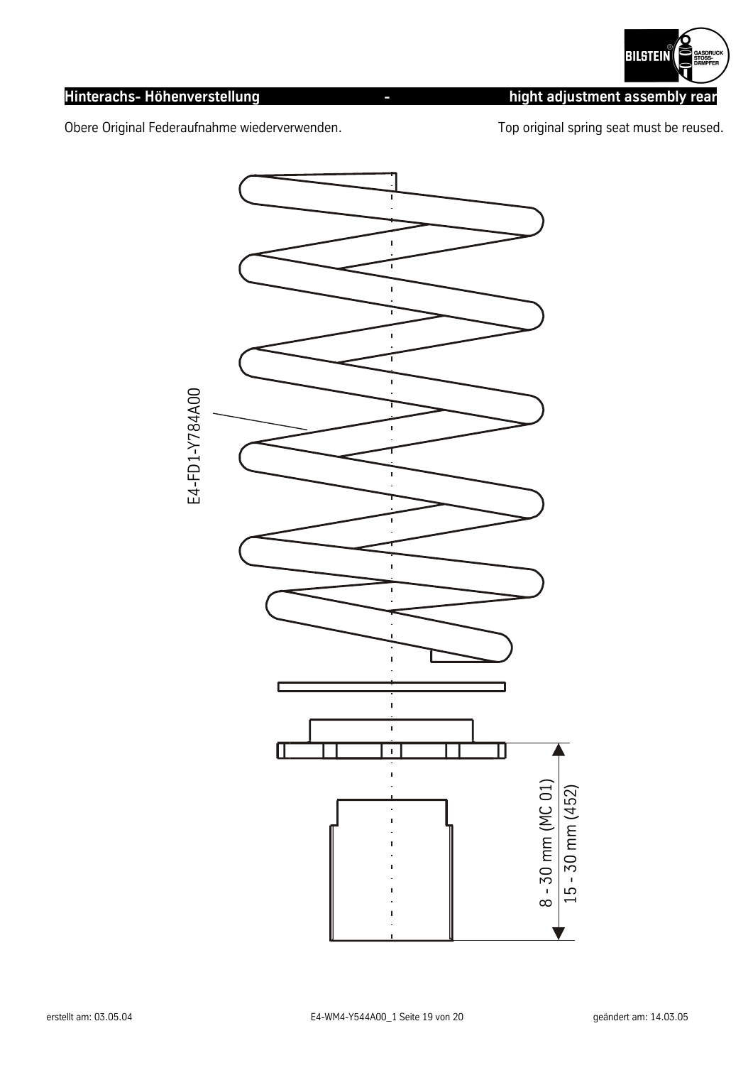## Hinterachs- Höhenverstellung - hight adjustment assembly rear

Obere Original Federaufnahme wiederverwenden.

Top original spring seat must be reused.

E4-FD1-Y784A00

8 - 30 mm (MC 01)

15 - 30 mm (452)

erstellt am: 03.05.04

E4-WM4-Y544A00_1

geändert am: 14.03.05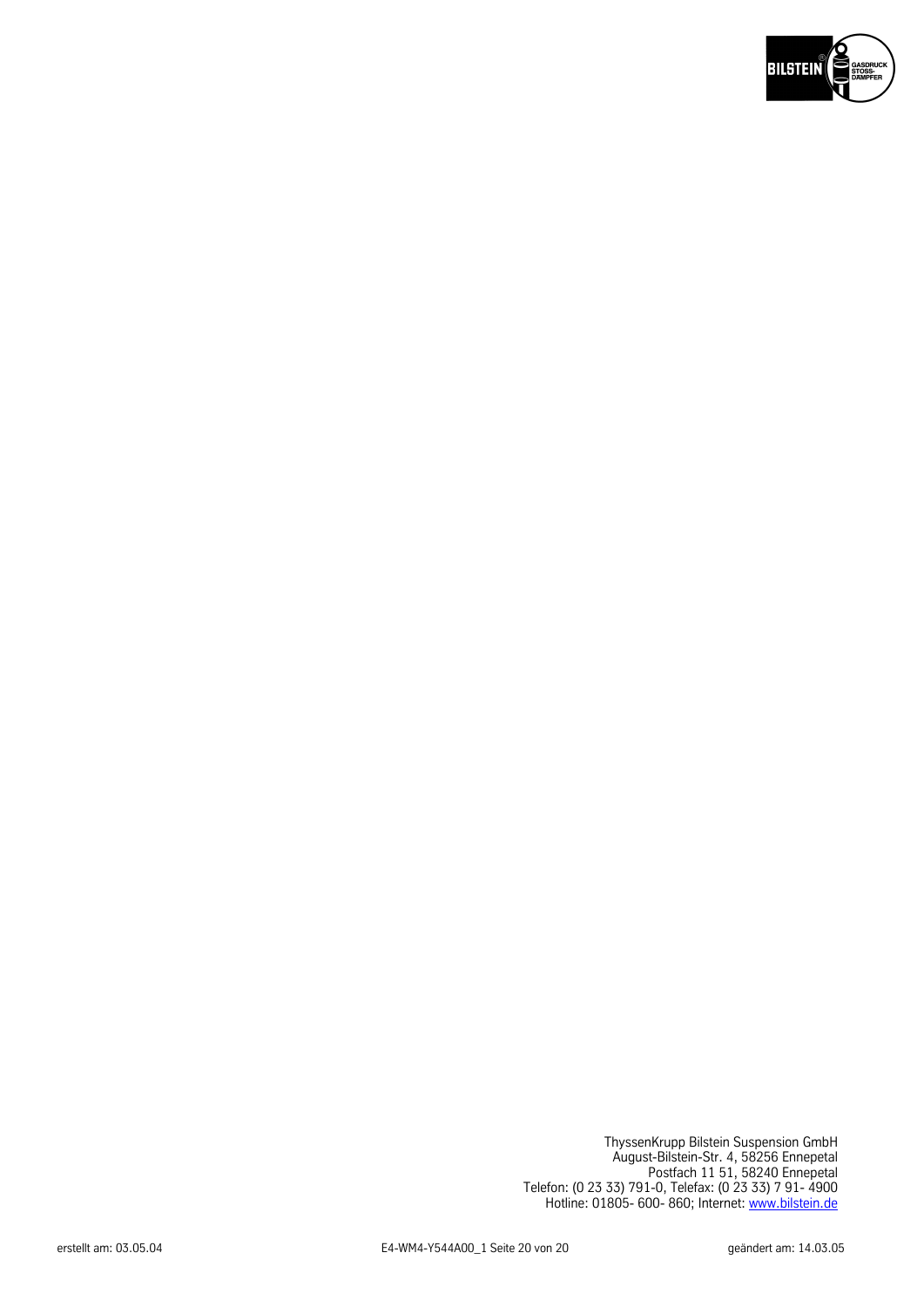ThyssenKrupp Bilstein Suspension GmbH
August-Bilstein-Str. 4, 58256 Ennepetal
Postfach 11 51, 58240 Ennepetal
Telefon: (0 23 33) 791-0, Telefax: (0 23 33) 7 91- 4900
Hotline: 01805- 600- 860; Internet: www.bilstein.de